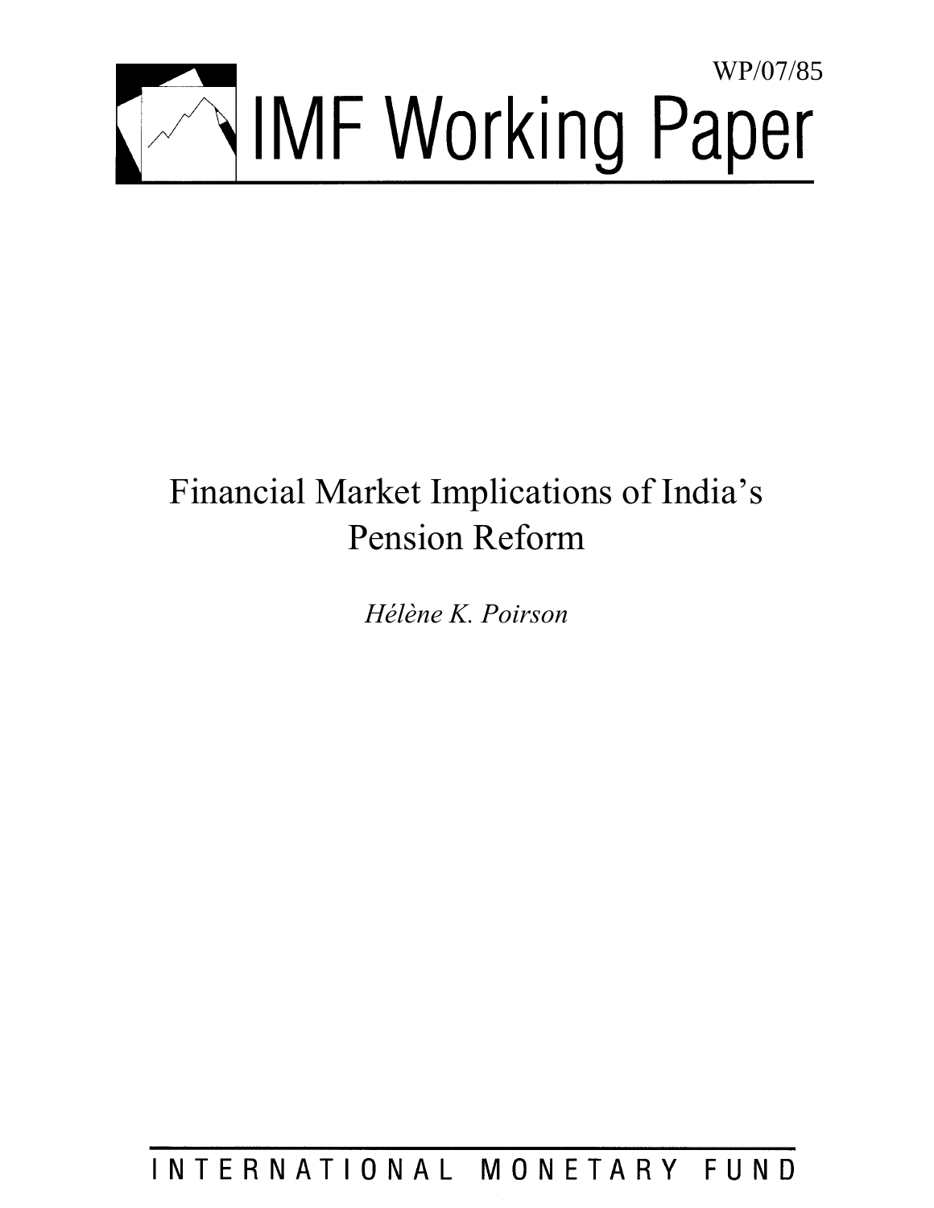WP/07/85

# IMF Working Paper

# Financial Market Implications of India's Pension Reform

*Hélène K. Poirson*

INTERNATIONAL MONETARY FUND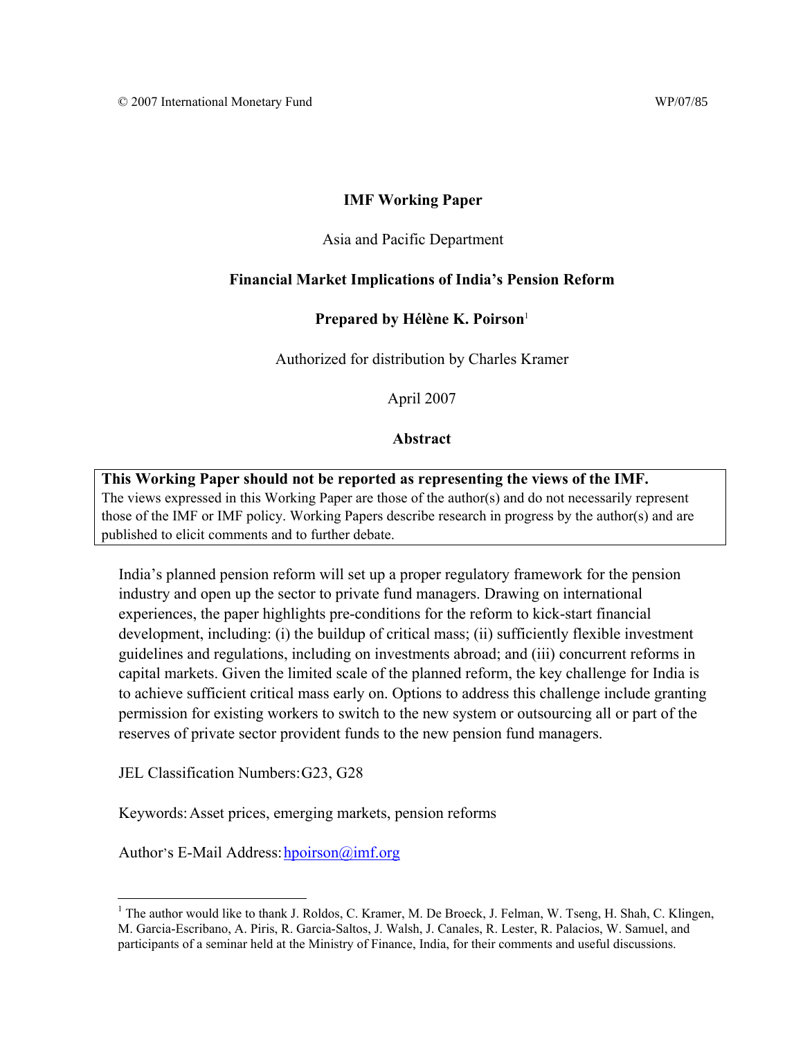© 2007 International Monetary Fund WP/07/85

**IMF Working Paper**

Asia and Pacific Department

**Financial Market Implications of India's Pension Reform**

**Prepared by Hélène K. Poirson**[1]

Authorized for distribution by Charles Kramer

April 2007

**Abstract**

**This Working Paper should not be reported as representing the views of the IMF.**
The views expressed in this Working Paper are those of the author(s) and do not necessarily represent those of the IMF or IMF policy. Working Papers describe research in progress by the author(s) and are published to elicit comments and to further debate.

India's planned pension reform will set up a proper regulatory framework for the pension industry and open up the sector to private fund managers. Drawing on international experiences, the paper highlights pre-conditions for the reform to kick-start financial development, including: (i) the buildup of critical mass; (ii) sufficiently flexible investment guidelines and regulations, including on investments abroad; and (iii) concurrent reforms in capital markets. Given the limited scale of the planned reform, the key challenge for India is to achieve sufficient critical mass early on. Options to address this challenge include granting permission for existing workers to switch to the new system or outsourcing all or part of the reserves of private sector provident funds to the new pension fund managers.

JEL Classification Numbers: G23, G28

Keywords: Asset prices, emerging markets, pension reforms

Author's E-Mail Address: hpoirson@imf.org

[1] The author would like to thank J. Roldos, C. Kramer, M. De Broeck, J. Felman, W. Tseng, H. Shah, C. Klingen, M. Garcia-Escribano, A. Piris, R. Garcia-Saltos, J. Walsh, J. Canales, R. Lester, R. Palacios, W. Samuel, and participants of a seminar held at the Ministry of Finance, India, for their comments and useful discussions.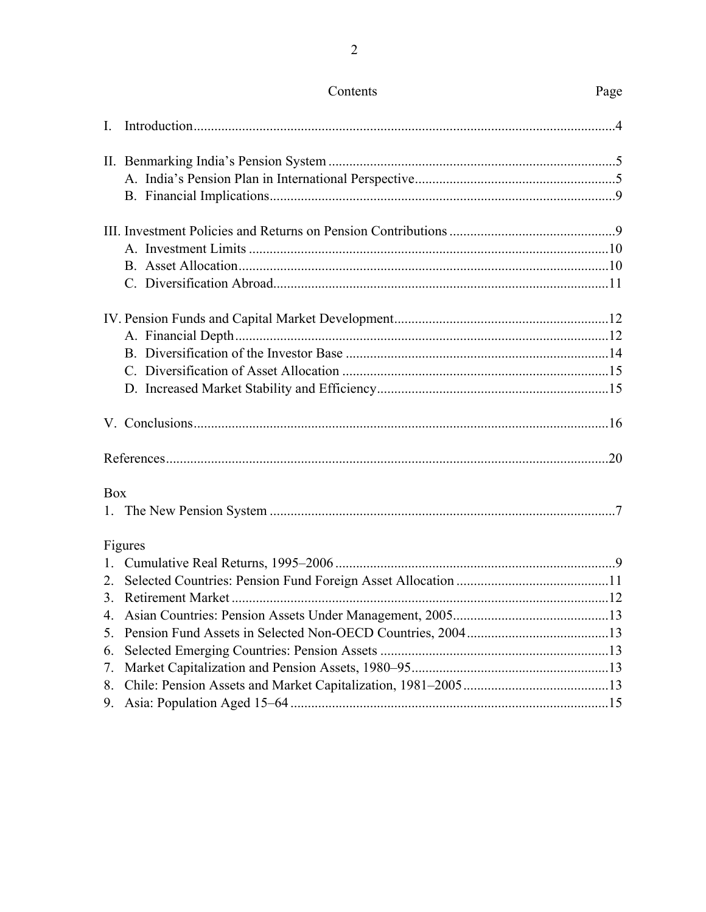## Contents

| | Page |
|---|---|
| I. Introduction | 4 |
| II. Benmarking India's Pension System | 5 |
| A. India's Pension Plan in International Perspective | 5 |
| B. Financial Implications | 9 |
| III. Investment Policies and Returns on Pension Contributions | 9 |
| A. Investment Limits | 10 |
| B. Asset Allocation | 10 |
| C. Diversification Abroad | 11 |
| IV. Pension Funds and Capital Market Development | 12 |
| A. Financial Depth | 12 |
| B. Diversification of the Investor Base | 14 |
| C. Diversification of Asset Allocation | 15 |
| D. Increased Market Stability and Efficiency | 15 |
| V. Conclusions | 16 |
| References | 20 |

**Box**

| | |
|---|---|
| 1. The New Pension System | 7 |

**Figures**

| | |
|---|---|
| 1. Cumulative Real Returns, 1995–2006 | 9 |
| 2. Selected Countries: Pension Fund Foreign Asset Allocation | 11 |
| 3. Retirement Market | 12 |
| 4. Asian Countries: Pension Assets Under Management, 2005 | 13 |
| 5. Pension Fund Assets in Selected Non-OECD Countries, 2004 | 13 |
| 6. Selected Emerging Countries: Pension Assets | 13 |
| 7. Market Capitalization and Pension Assets, 1980–95 | 13 |
| 8. Chile: Pension Assets and Market Capitalization, 1981–2005 | 13 |
| 9. Asia: Population Aged 15–64 | 15 |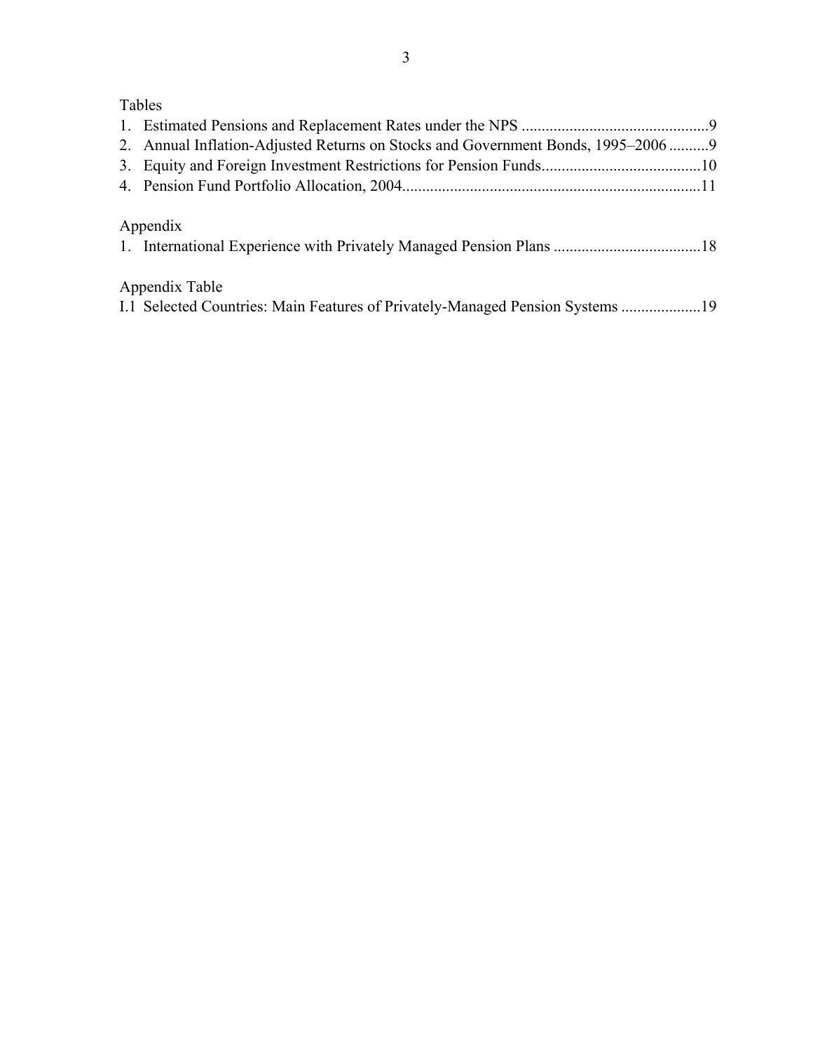Tables

1. Estimated Pensions and Replacement Rates under the NPS ..............................................9
2. Annual Inflation-Adjusted Returns on Stocks and Government Bonds, 1995–2006 ..........9
3. Equity and Foreign Investment Restrictions for Pension Funds........................................10
4. Pension Fund Portfolio Allocation, 2004..........................................................................11

Appendix

1. International Experience with Privately Managed Pension Plans .....................................18

Appendix Table

I.1 Selected Countries: Main Features of Privately-Managed Pension Systems ....................19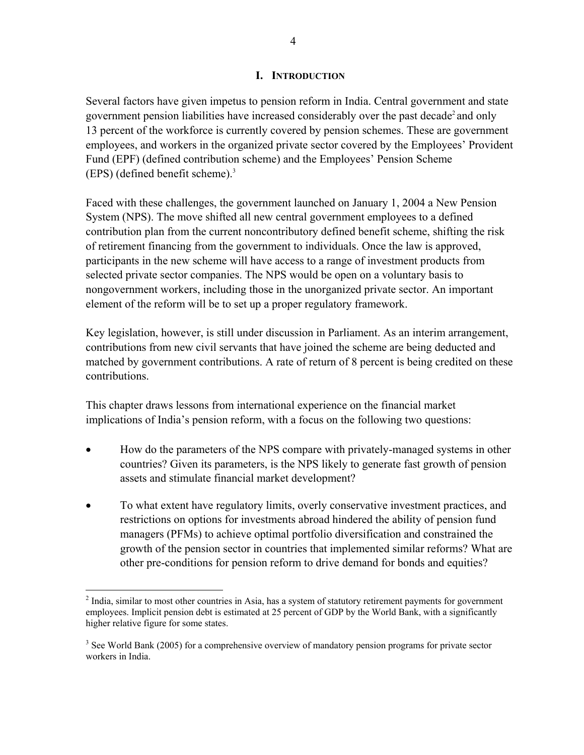# I. Introduction

Several factors have given impetus to pension reform in India. Central government and state government pension liabilities have increased considerably over the past decade[2] and only 13 percent of the workforce is currently covered by pension schemes. These are government employees, and workers in the organized private sector covered by the Employees' Provident Fund (EPF) (defined contribution scheme) and the Employees' Pension Scheme (EPS) (defined benefit scheme).[3]

Faced with these challenges, the government launched on January 1, 2004 a New Pension System (NPS). The move shifted all new central government employees to a defined contribution plan from the current noncontributory defined benefit scheme, shifting the risk of retirement financing from the government to individuals. Once the law is approved, participants in the new scheme will have access to a range of investment products from selected private sector companies. The NPS would be open on a voluntary basis to nongovernment workers, including those in the unorganized private sector. An important element of the reform will be to set up a proper regulatory framework.

Key legislation, however, is still under discussion in Parliament. As an interim arrangement, contributions from new civil servants that have joined the scheme are being deducted and matched by government contributions. A rate of return of 8 percent is being credited on these contributions.

This chapter draws lessons from international experience on the financial market implications of India's pension reform, with a focus on the following two questions:

- How do the parameters of the NPS compare with privately-managed systems in other countries? Given its parameters, is the NPS likely to generate fast growth of pension assets and stimulate financial market development?
- To what extent have regulatory limits, overly conservative investment practices, and restrictions on options for investments abroad hindered the ability of pension fund managers (PFMs) to achieve optimal portfolio diversification and constrained the growth of the pension sector in countries that implemented similar reforms? What are other pre-conditions for pension reform to drive demand for bonds and equities?

---

[2] India, similar to most other countries in Asia, has a system of statutory retirement payments for government employees. Implicit pension debt is estimated at 25 percent of GDP by the World Bank, with a significantly higher relative figure for some states.

[3] See World Bank (2005) for a comprehensive overview of mandatory pension programs for private sector workers in India.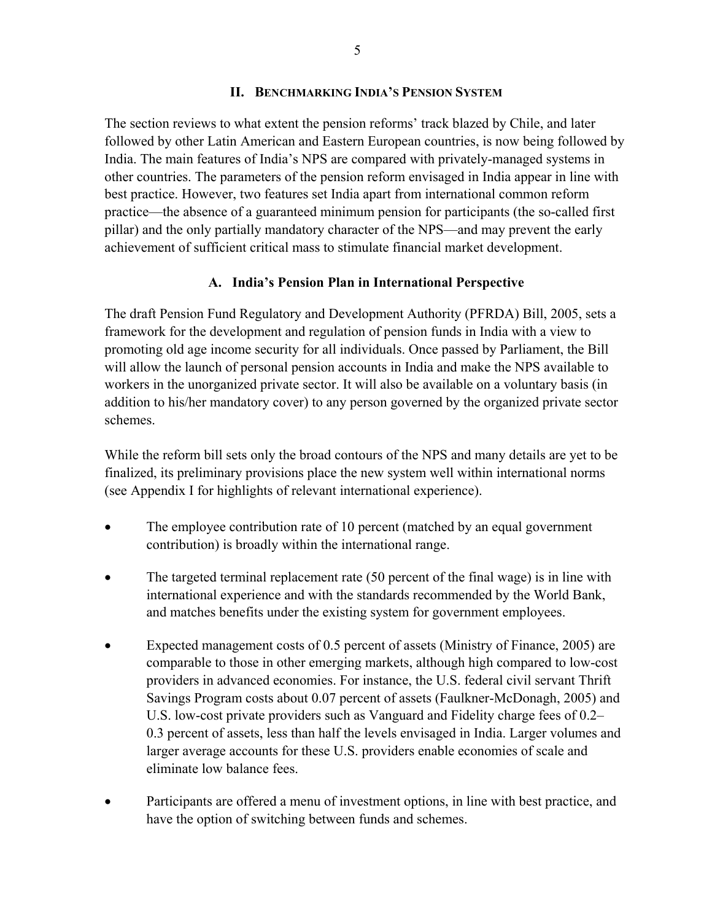## II. BENCHMARKING INDIA'S PENSION SYSTEM

The section reviews to what extent the pension reforms' track blazed by Chile, and later followed by other Latin American and Eastern European countries, is now being followed by India. The main features of India's NPS are compared with privately-managed systems in other countries. The parameters of the pension reform envisaged in India appear in line with best practice. However, two features set India apart from international common reform practice—the absence of a guaranteed minimum pension for participants (the so-called first pillar) and the only partially mandatory character of the NPS—and may prevent the early achievement of sufficient critical mass to stimulate financial market development.

### A. India's Pension Plan in International Perspective

The draft Pension Fund Regulatory and Development Authority (PFRDA) Bill, 2005, sets a framework for the development and regulation of pension funds in India with a view to promoting old age income security for all individuals. Once passed by Parliament, the Bill will allow the launch of personal pension accounts in India and make the NPS available to workers in the unorganized private sector. It will also be available on a voluntary basis (in addition to his/her mandatory cover) to any person governed by the organized private sector schemes.

While the reform bill sets only the broad contours of the NPS and many details are yet to be finalized, its preliminary provisions place the new system well within international norms (see Appendix I for highlights of relevant international experience).

- The employee contribution rate of 10 percent (matched by an equal government contribution) is broadly within the international range.
- The targeted terminal replacement rate (50 percent of the final wage) is in line with international experience and with the standards recommended by the World Bank, and matches benefits under the existing system for government employees.
- Expected management costs of 0.5 percent of assets (Ministry of Finance, 2005) are comparable to those in other emerging markets, although high compared to low-cost providers in advanced economies. For instance, the U.S. federal civil servant Thrift Savings Program costs about 0.07 percent of assets (Faulkner-McDonagh, 2005) and U.S. low-cost private providers such as Vanguard and Fidelity charge fees of 0.2–0.3 percent of assets, less than half the levels envisaged in India. Larger volumes and larger average accounts for these U.S. providers enable economies of scale and eliminate low balance fees.
- Participants are offered a menu of investment options, in line with best practice, and have the option of switching between funds and schemes.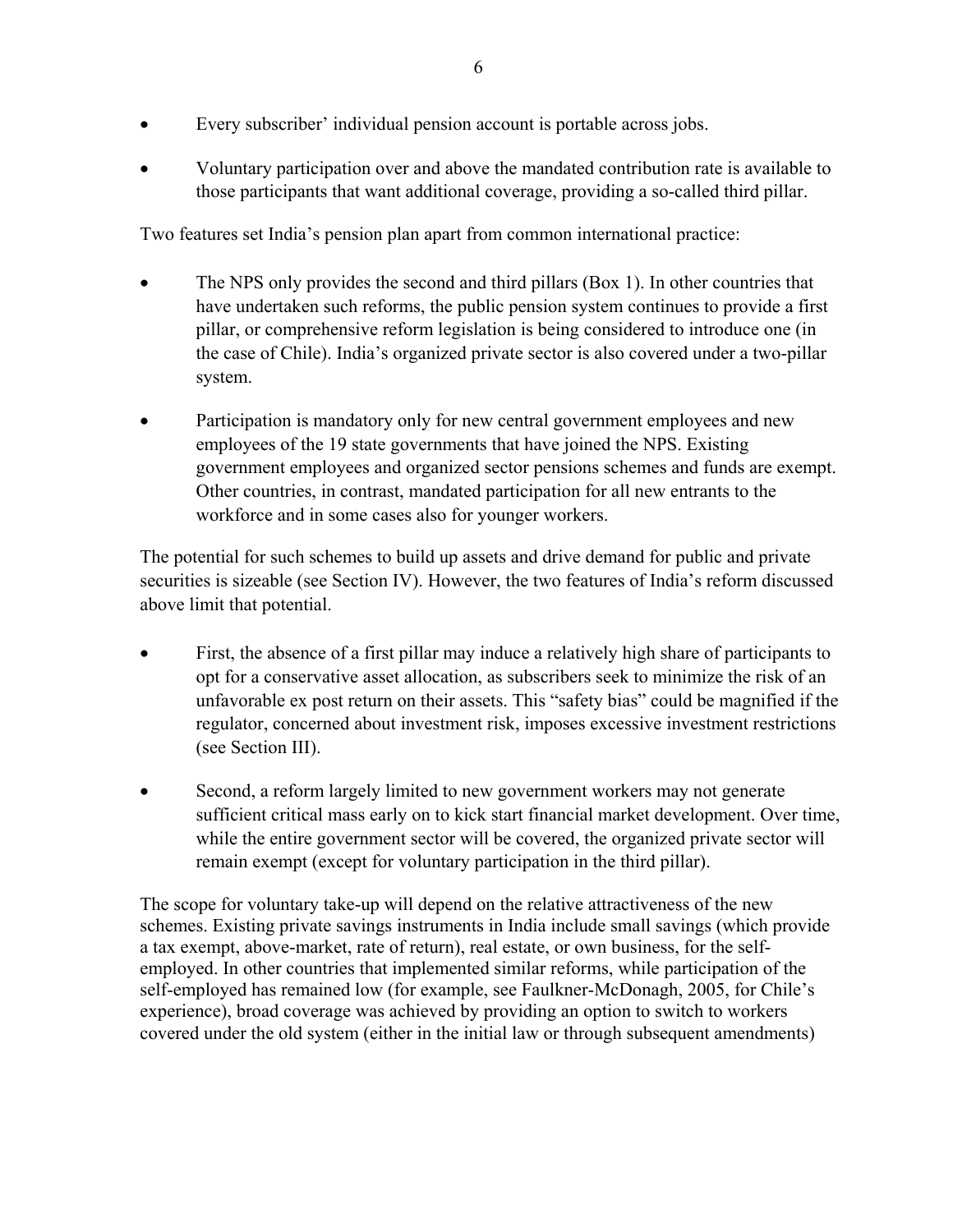- Every subscriber' individual pension account is portable across jobs.
- Voluntary participation over and above the mandated contribution rate is available to those participants that want additional coverage, providing a so-called third pillar.

Two features set India's pension plan apart from common international practice:

- The NPS only provides the second and third pillars (Box 1). In other countries that have undertaken such reforms, the public pension system continues to provide a first pillar, or comprehensive reform legislation is being considered to introduce one (in the case of Chile). India's organized private sector is also covered under a two-pillar system.
- Participation is mandatory only for new central government employees and new employees of the 19 state governments that have joined the NPS. Existing government employees and organized sector pensions schemes and funds are exempt. Other countries, in contrast, mandated participation for all new entrants to the workforce and in some cases also for younger workers.

The potential for such schemes to build up assets and drive demand for public and private securities is sizeable (see Section IV). However, the two features of India's reform discussed above limit that potential.

- First, the absence of a first pillar may induce a relatively high share of participants to opt for a conservative asset allocation, as subscribers seek to minimize the risk of an unfavorable ex post return on their assets. This "safety bias" could be magnified if the regulator, concerned about investment risk, imposes excessive investment restrictions (see Section III).
- Second, a reform largely limited to new government workers may not generate sufficient critical mass early on to kick start financial market development. Over time, while the entire government sector will be covered, the organized private sector will remain exempt (except for voluntary participation in the third pillar).

The scope for voluntary take-up will depend on the relative attractiveness of the new schemes. Existing private savings instruments in India include small savings (which provide a tax exempt, above-market, rate of return), real estate, or own business, for the self-employed. In other countries that implemented similar reforms, while participation of the self-employed has remained low (for example, see Faulkner-McDonagh, 2005, for Chile's experience), broad coverage was achieved by providing an option to switch to workers covered under the old system (either in the initial law or through subsequent amendments)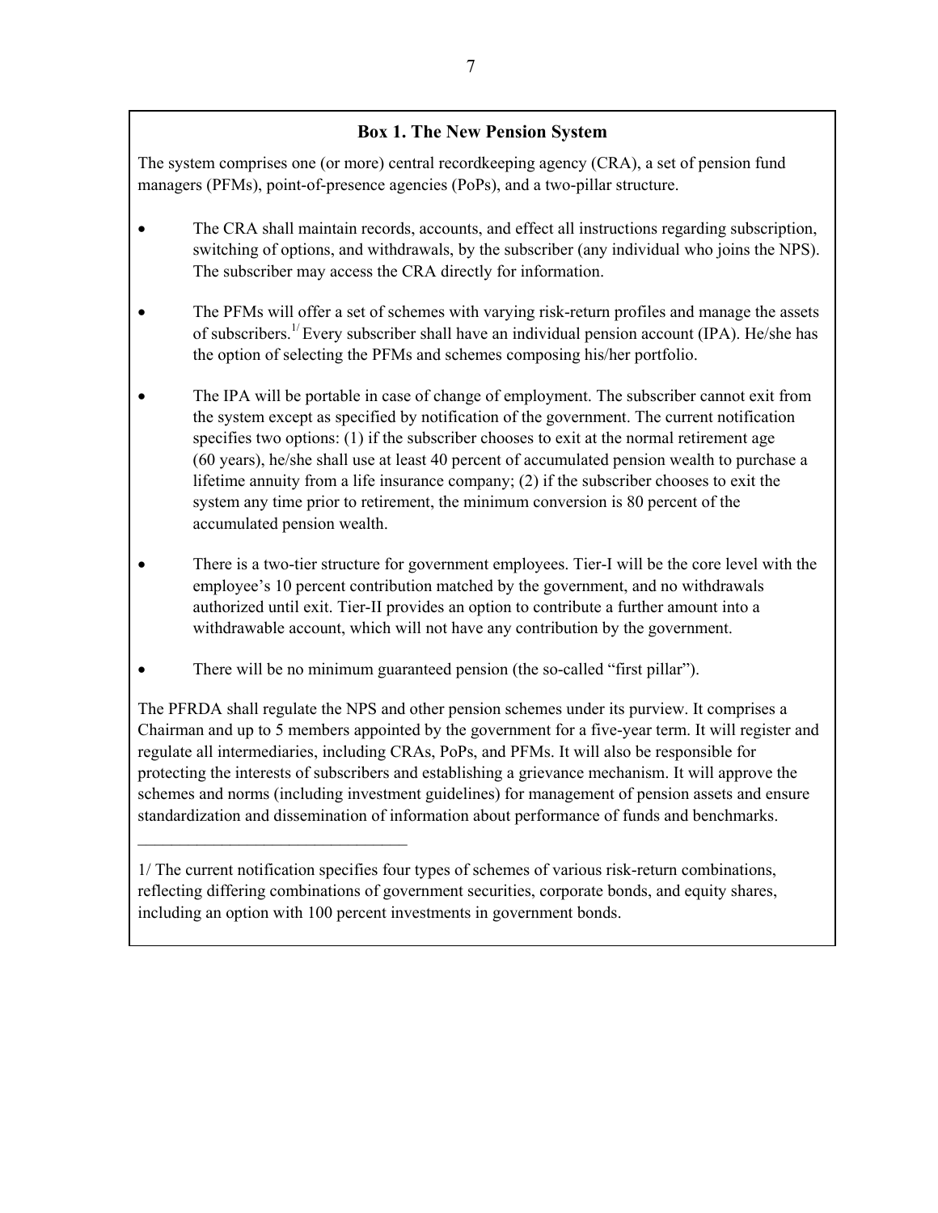### Box 1. The New Pension System

The system comprises one (or more) central recordkeeping agency (CRA), a set of pension fund managers (PFMs), point-of-presence agencies (PoPs), and a two-pillar structure.

- The CRA shall maintain records, accounts, and effect all instructions regarding subscription, switching of options, and withdrawals, by the subscriber (any individual who joins the NPS). The subscriber may access the CRA directly for information.

- The PFMs will offer a set of schemes with varying risk-return profiles and manage the assets of subscribers.[1/] Every subscriber shall have an individual pension account (IPA). He/she has the option of selecting the PFMs and schemes composing his/her portfolio.

- The IPA will be portable in case of change of employment. The subscriber cannot exit from the system except as specified by notification of the government. The current notification specifies two options: (1) if the subscriber chooses to exit at the normal retirement age (60 years), he/she shall use at least 40 percent of accumulated pension wealth to purchase a lifetime annuity from a life insurance company; (2) if the subscriber chooses to exit the system any time prior to retirement, the minimum conversion is 80 percent of the accumulated pension wealth.

- There is a two-tier structure for government employees. Tier-I will be the core level with the employee's 10 percent contribution matched by the government, and no withdrawals authorized until exit. Tier-II provides an option to contribute a further amount into a withdrawable account, which will not have any contribution by the government.

- There will be no minimum guaranteed pension (the so-called "first pillar").

The PFRDA shall regulate the NPS and other pension schemes under its purview. It comprises a Chairman and up to 5 members appointed by the government for a five-year term. It will register and regulate all intermediaries, including CRAs, PoPs, and PFMs. It will also be responsible for protecting the interests of subscribers and establishing a grievance mechanism. It will approve the schemes and norms (including investment guidelines) for management of pension assets and ensure standardization and dissemination of information about performance of funds and benchmarks.

---

1/ The current notification specifies four types of schemes of various risk-return combinations, reflecting differing combinations of government securities, corporate bonds, and equity shares, including an option with 100 percent investments in government bonds.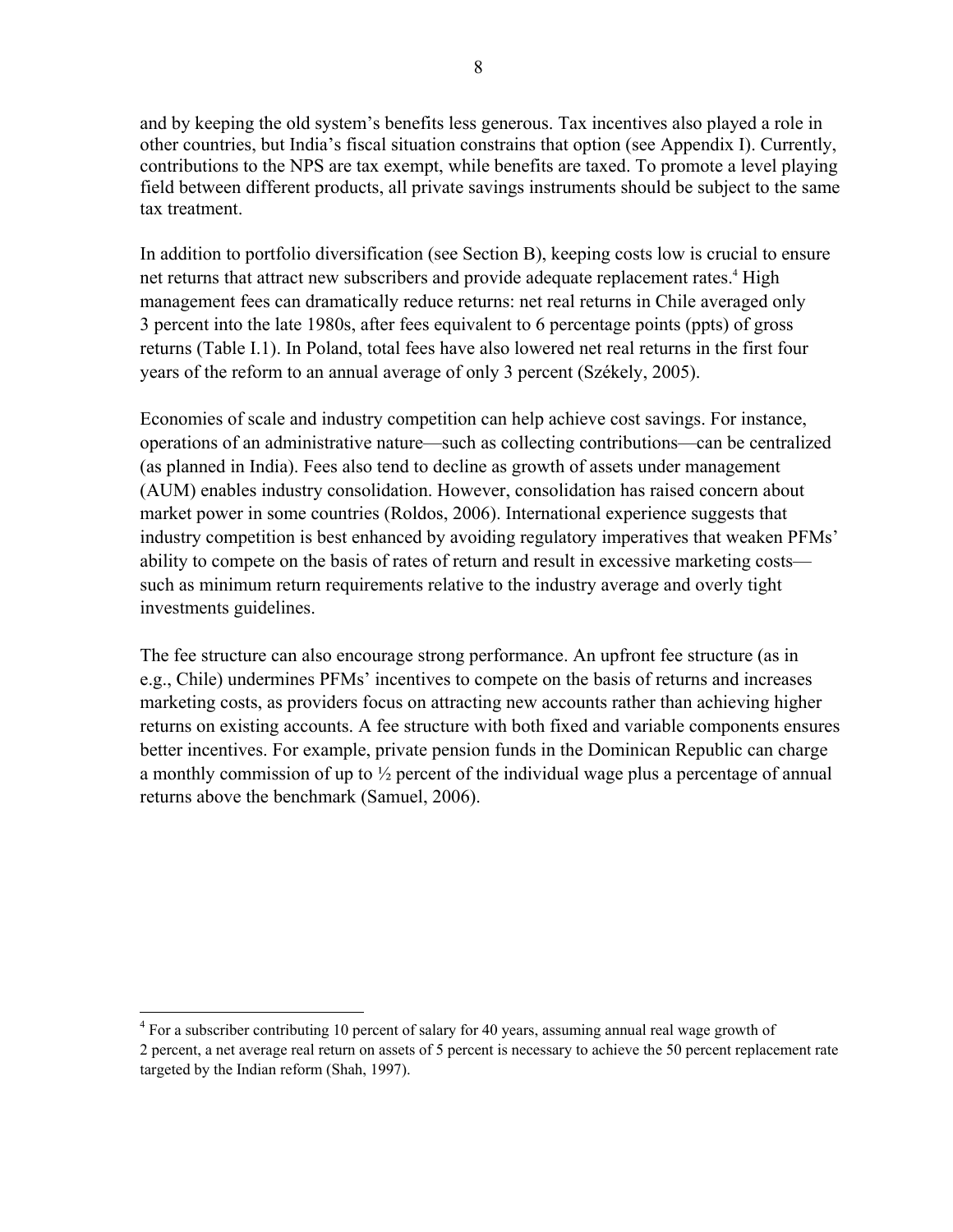and by keeping the old system's benefits less generous. Tax incentives also played a role in other countries, but India's fiscal situation constrains that option (see Appendix I). Currently, contributions to the NPS are tax exempt, while benefits are taxed. To promote a level playing field between different products, all private savings instruments should be subject to the same tax treatment.

In addition to portfolio diversification (see Section B), keeping costs low is crucial to ensure net returns that attract new subscribers and provide adequate replacement rates.[4] High management fees can dramatically reduce returns: net real returns in Chile averaged only 3 percent into the late 1980s, after fees equivalent to 6 percentage points (ppts) of gross returns (Table I.1). In Poland, total fees have also lowered net real returns in the first four years of the reform to an annual average of only 3 percent (Székely, 2005).

Economies of scale and industry competition can help achieve cost savings. For instance, operations of an administrative nature—such as collecting contributions—can be centralized (as planned in India). Fees also tend to decline as growth of assets under management (AUM) enables industry consolidation. However, consolidation has raised concern about market power in some countries (Roldos, 2006). International experience suggests that industry competition is best enhanced by avoiding regulatory imperatives that weaken PFMs' ability to compete on the basis of rates of return and result in excessive marketing costs—such as minimum return requirements relative to the industry average and overly tight investments guidelines.

The fee structure can also encourage strong performance. An upfront fee structure (as in e.g., Chile) undermines PFMs' incentives to compete on the basis of returns and increases marketing costs, as providers focus on attracting new accounts rather than achieving higher returns on existing accounts. A fee structure with both fixed and variable components ensures better incentives. For example, private pension funds in the Dominican Republic can charge a monthly commission of up to ½ percent of the individual wage plus a percentage of annual returns above the benchmark (Samuel, 2006).

[4] For a subscriber contributing 10 percent of salary for 40 years, assuming annual real wage growth of 2 percent, a net average real return on assets of 5 percent is necessary to achieve the 50 percent replacement rate targeted by the Indian reform (Shah, 1997).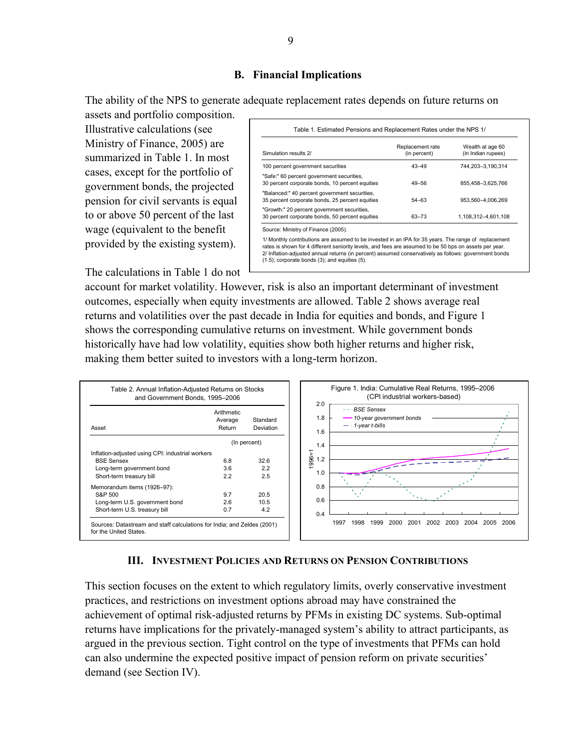## B. Financial Implications

The ability of the NPS to generate adequate replacement rates depends on future returns on assets and portfolio composition. Illustrative calculations (see Ministry of Finance, 2005) are summarized in Table 1. In most cases, except for the portfolio of government bonds, the projected pension for civil servants is equal to or above 50 percent of the last wage (equivalent to the benefit provided by the existing system).

Table 1. Estimated Pensions and Replacement Rates under the NPS 1/

| Simulation results 2/ | Replacement rate (in percent) | Wealth at age 60 (in Indian rupees) |
|---|---|---|
| 100 percent government securities | 43–49 | 744,203–3,190,314 |
| "Safe:" 60 percent government securities, 30 percent corporate bonds, 10 percent equities | 49–56 | 855,458–3,625,766 |
| "Balanced:" 40 percent government securities, 35 percent corporate bonds, 25 percent equities | 54–63 | 953,560–4,006,269 |
| "Growth:" 20 percent government securities, 30 percent corporate bonds, 50 percent equities | 63–73 | 1,108,312–4,601,108 |

Source: Ministry of Finance (2005).

1/ Monthly contributions are assumed to be invested in an IPA for 35 years. The range of replacement rates is shown for 4 different seniority levels, and fees are assumed to be 50 bps on assets per year.
2/ Inflation-adjusted annual returns (in percent) assumed conservatively as follows: government bonds (1.5); corporate bonds (3); and equities (5).

The calculations in Table 1 do not account for market volatility. However, risk is also an important determinant of investment outcomes, especially when equity investments are allowed. Table 2 shows average real returns and volatilities over the past decade in India for equities and bonds, and Figure 1 shows the corresponding cumulative returns on investment. While government bonds historically have had low volatility, equities show both higher returns and higher risk, making them better suited to investors with a long-term horizon.

Table 2. Annual Inflation-Adjusted Returns on Stocks and Government Bonds, 1995–2006

| Asset | Arithmetic Average Return | Standard Deviation |
|---|---|---|
| | (In percent) | |
| Inflation-adjusted using CPI: industrial workers | | |
| BSE Sensex | 6.8 | 32.6 |
| Long-term government bond | 3.6 | 2.2 |
| Short-term treasury bill | 2.2 | 2.5 |
| Memorandum items (1926–97): | | |
| S&P 500 | 9.7 | 20.5 |
| Long-term U.S. government bond | 2.6 | 10.5 |
| Short-term U.S. treasury bill | 0.7 | 4.2 |

Sources: Datastream and staff calculations for India; and Zeldes (2001) for the United States.

Figure 1. India: Cumulative Real Returns, 1995–2006 (CPI industrial workers-based)

## III. Investment Policies and Returns on Pension Contributions

This section focuses on the extent to which regulatory limits, overly conservative investment practices, and restrictions on investment options abroad may have constrained the achievement of optimal risk-adjusted returns by PFMs in existing DC systems. Sub-optimal returns have implications for the privately-managed system's ability to attract participants, as argued in the previous section. Tight control on the type of investments that PFMs can hold can also undermine the expected positive impact of pension reform on private securities' demand (see Section IV).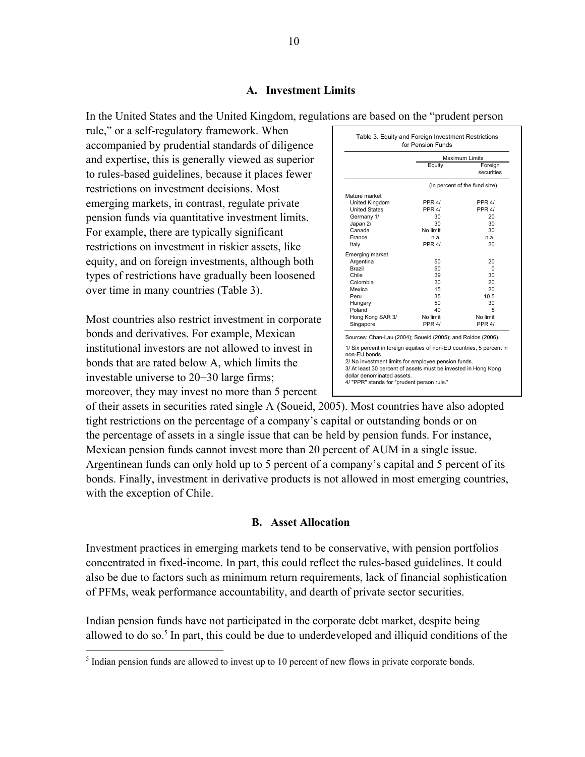## A. Investment Limits

In the United States and the United Kingdom, regulations are based on the "prudent person rule," or a self-regulatory framework. When accompanied by prudential standards of diligence and expertise, this is generally viewed as superior to rules-based guidelines, because it places fewer restrictions on investment decisions. Most emerging markets, in contrast, regulate private pension funds via quantitative investment limits. For example, there are typically significant restrictions on investment in riskier assets, like equity, and on foreign investments, although both types of restrictions have gradually been loosened over time in many countries (Table 3).

Table 3. Equity and Foreign Investment Restrictions for Pension Funds

| | Maximum Limits | |
|---|---|---|
| | Equity | Foreign securities |
| | (In percent of the fund size) | |
| **Mature market** | | |
| United Kingdom | PPR 4/ | PPR 4/ |
| United States | PPR 4/ | PPR 4/ |
| Germany 1/ | 30 | 20 |
| Japan 2/ | 30 | 30 |
| Canada | No limit | 30 |
| France | n.a. | n.a. |
| Italy | PPR 4/ | 20 |
| **Emerging market** | | |
| Argentina | 50 | 20 |
| Brazil | 50 | 0 |
| Chile | 39 | 30 |
| Colombia | 30 | 20 |
| Mexico | 15 | 20 |
| Peru | 35 | 10.5 |
| Hungary | 50 | 30 |
| Poland | 40 | 5 |
| Hong Kong SAR 3/ | No limit | No limit |
| Singapore | PPR 4/ | PPR 4/ |

Sources: Chan-Lau (2004); Soueid (2005); and Roldos (2006).

1/ Six percent in foreign equities of non-EU countries, 5 percent in non-EU bonds.
2/ No investment limits for employee pension funds.
3/ At least 30 percent of assets must be invested in Hong Kong dollar denominated assets.
4/ "PPR" stands for "prudent person rule."

Most countries also restrict investment in corporate bonds and derivatives. For example, Mexican institutional investors are not allowed to invest in bonds that are rated below A, which limits the investable universe to 20−30 large firms; moreover, they may invest no more than 5 percent of their assets in securities rated single A (Soueid, 2005). Most countries have also adopted tight restrictions on the percentage of a company's capital or outstanding bonds or on the percentage of assets in a single issue that can be held by pension funds. For instance, Mexican pension funds cannot invest more than 20 percent of AUM in a single issue. Argentinean funds can only hold up to 5 percent of a company's capital and 5 percent of its bonds. Finally, investment in derivative products is not allowed in most emerging countries, with the exception of Chile.

## B. Asset Allocation

Investment practices in emerging markets tend to be conservative, with pension portfolios concentrated in fixed-income. In part, this could reflect the rules-based guidelines. It could also be due to factors such as minimum return requirements, lack of financial sophistication of PFMs, weak performance accountability, and dearth of private sector securities.

Indian pension funds have not participated in the corporate debt market, despite being allowed to do so.[5] In part, this could be due to underdeveloped and illiquid conditions of the

[5] Indian pension funds are allowed to invest up to 10 percent of new flows in private corporate bonds.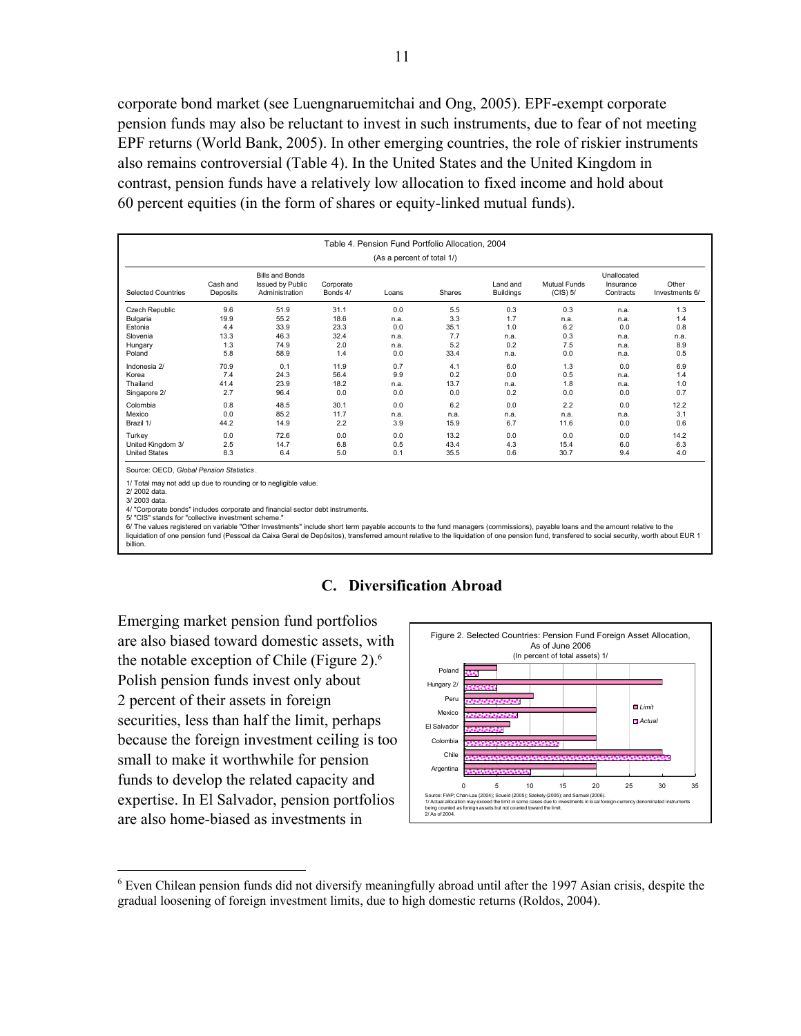corporate bond market (see Luengnaruemitchai and Ong, 2005). EPF-exempt corporate pension funds may also be reluctant to invest in such instruments, due to fear of not meeting EPF returns (World Bank, 2005). In other emerging countries, the role of riskier instruments also remains controversial (Table 4). In the United States and the United Kingdom in contrast, pension funds have a relatively low allocation to fixed income and hold about 60 percent equities (in the form of shares or equity-linked mutual funds).

Table 4. Pension Fund Portfolio Allocation, 2004

(As a percent of total 1/)

| Selected Countries | Cash and Deposits | Bills and Bonds Issued by Public Administration | Corporate Bonds 4/ | Loans | Shares | Land and Buildings | Mutual Funds (CIS) 5/ | Unallocated Insurance Contracts | Other Investments 6/ |
|---|---|---|---|---|---|---|---|---|---|
| Czech Republic | 9.6 | 51.9 | 31.1 | 0.0 | 5.5 | 0.3 | 0.3 | n.a. | 1.3 |
| Bulgaria | 19.9 | 55.2 | 18.6 | n.a. | 3.3 | 1.7 | n.a. | n.a. | 1.4 |
| Estonia | 4.4 | 33.9 | 23.3 | 0.0 | 35.1 | 1.0 | 6.2 | 0.0 | 0.8 |
| Slovenia | 13.3 | 46.3 | 32.4 | n.a. | 7.7 | n.a. | 0.3 | n.a. | n.a. |
| Hungary | 1.3 | 74.9 | 2.0 | n.a. | 5.2 | 0.2 | 7.5 | n.a. | 8.9 |
| Poland | 5.8 | 58.9 | 1.4 | 0.0 | 33.4 | n.a. | 0.0 | n.a. | 0.5 |
| Indonesia 2/ | 70.9 | 0.1 | 11.9 | 0.7 | 4.1 | 6.0 | 1.3 | 0.0 | 6.9 |
| Korea | 7.4 | 24.3 | 56.4 | 9.9 | 0.2 | 0.0 | 0.5 | n.a. | 1.4 |
| Thailand | 41.4 | 23.9 | 18.2 | n.a. | 13.7 | n.a. | 1.8 | n.a. | 1.0 |
| Singapore 2/ | 2.7 | 96.4 | 0.0 | 0.0 | 0.0 | 0.2 | 0.0 | 0.0 | 0.7 |
| Colombia | 0.8 | 48.5 | 30.1 | 0.0 | 6.2 | 0.0 | 2.2 | 0.0 | 12.2 |
| Mexico | 0.0 | 85.2 | 11.7 | n.a. | n.a. | n.a. | n.a. | n.a. | 3.1 |
| Brazil 1/ | 44.2 | 14.9 | 2.2 | 3.9 | 15.9 | 6.7 | 11.6 | 0.0 | 0.6 |
| Turkey | 0.0 | 72.6 | 0.0 | 0.0 | 13.2 | 0.0 | 0.0 | 0.0 | 14.2 |
| United Kingdom 3/ | 2.5 | 14.7 | 6.8 | 0.5 | 43.4 | 4.3 | 15.4 | 6.0 | 6.3 |
| United States | 8.3 | 6.4 | 5.0 | 0.1 | 35.5 | 0.6 | 30.7 | 9.4 | 4.0 |

Source: OECD, *Global Pension Statistics*.

1/ Total may not add up due to rounding or to negligible value.
2/ 2002 data.
3/ 2003 data.
4/ "Corporate bonds" includes corporate and financial sector debt instruments.
5/ "CIS" stands for "collective investment scheme."
6/ The values registered on variable "Other Investments" include short term payable accounts to the fund managers (commissions), payable loans and the amount relative to the liquidation of one pension fund (Pessoal da Caixa Geral de Depósitos), transferred amount relative to the liquidation of one pension fund, transfered to social security, worth about EUR 1 billion.

## C. Diversification Abroad

Emerging market pension fund portfolios are also biased toward domestic assets, with the notable exception of Chile (Figure 2).[6] Polish pension funds invest only about 2 percent of their assets in foreign securities, less than half the limit, perhaps because the foreign investment ceiling is too small to make it worthwhile for pension funds to develop the related capacity and expertise. In El Salvador, pension portfolios are also home-biased as investments in

Figure 2. Selected Countries: Pension Fund Foreign Asset Allocation, As of June 2006
(In percent of total assets) 1/

Source: FIAP; Chan-Lau (2004); Soueid (2005); Szekely (2005); and Samuel (2006).
1/ Actual allocation may exceed the limit in some cases due to investments in local foreign-currency denominated instruments being counted as foreign assets but not counted toward the limit.
2/ As of 2004.

[6] Even Chilean pension funds did not diversify meaningfully abroad until after the 1997 Asian crisis, despite the gradual loosening of foreign investment limits, due to high domestic returns (Roldos, 2004).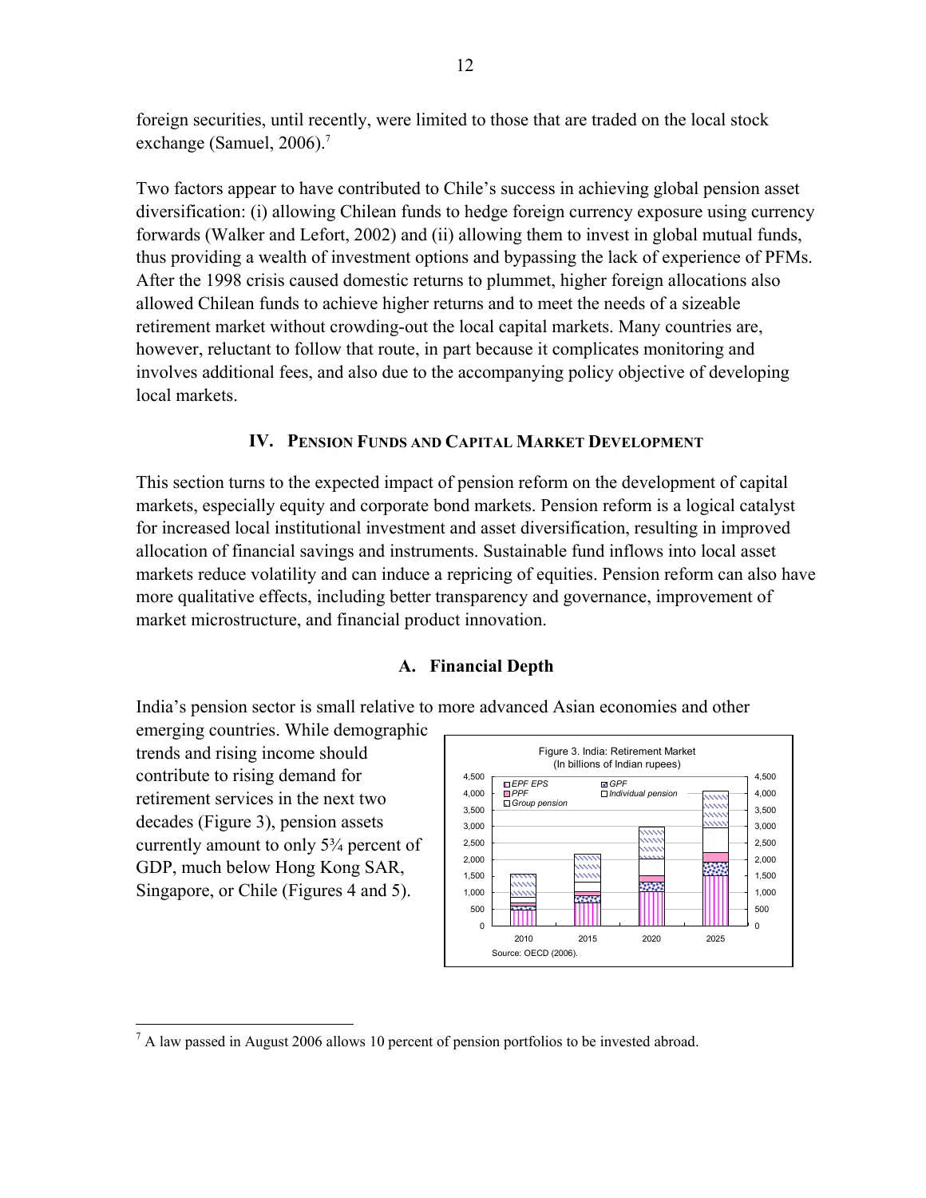foreign securities, until recently, were limited to those that are traded on the local stock exchange (Samuel, 2006).[7]

Two factors appear to have contributed to Chile's success in achieving global pension asset diversification: (i) allowing Chilean funds to hedge foreign currency exposure using currency forwards (Walker and Lefort, 2002) and (ii) allowing them to invest in global mutual funds, thus providing a wealth of investment options and bypassing the lack of experience of PFMs. After the 1998 crisis caused domestic returns to plummet, higher foreign allocations also allowed Chilean funds to achieve higher returns and to meet the needs of a sizeable retirement market without crowding-out the local capital markets. Many countries are, however, reluctant to follow that route, in part because it complicates monitoring and involves additional fees, and also due to the accompanying policy objective of developing local markets.

## IV. Pension Funds and Capital Market Development

This section turns to the expected impact of pension reform on the development of capital markets, especially equity and corporate bond markets. Pension reform is a logical catalyst for increased local institutional investment and asset diversification, resulting in improved allocation of financial savings and instruments. Sustainable fund inflows into local asset markets reduce volatility and can induce a repricing of equities. Pension reform can also have more qualitative effects, including better transparency and governance, improvement of market microstructure, and financial product innovation.

### A. Financial Depth

India's pension sector is small relative to more advanced Asian economies and other emerging countries. While demographic trends and rising income should contribute to rising demand for retirement services in the next two decades (Figure 3), pension assets currently amount to only 5¾ percent of GDP, much below Hong Kong SAR, Singapore, or Chile (Figures 4 and 5).

Figure 3. India: Retirement Market
(In billions of Indian rupees)

Legend: EPF EPS, GPF, PPF, Individual pension, Group pension

Source: OECD (2006).

---

[7] A law passed in August 2006 allows 10 percent of pension portfolios to be invested abroad.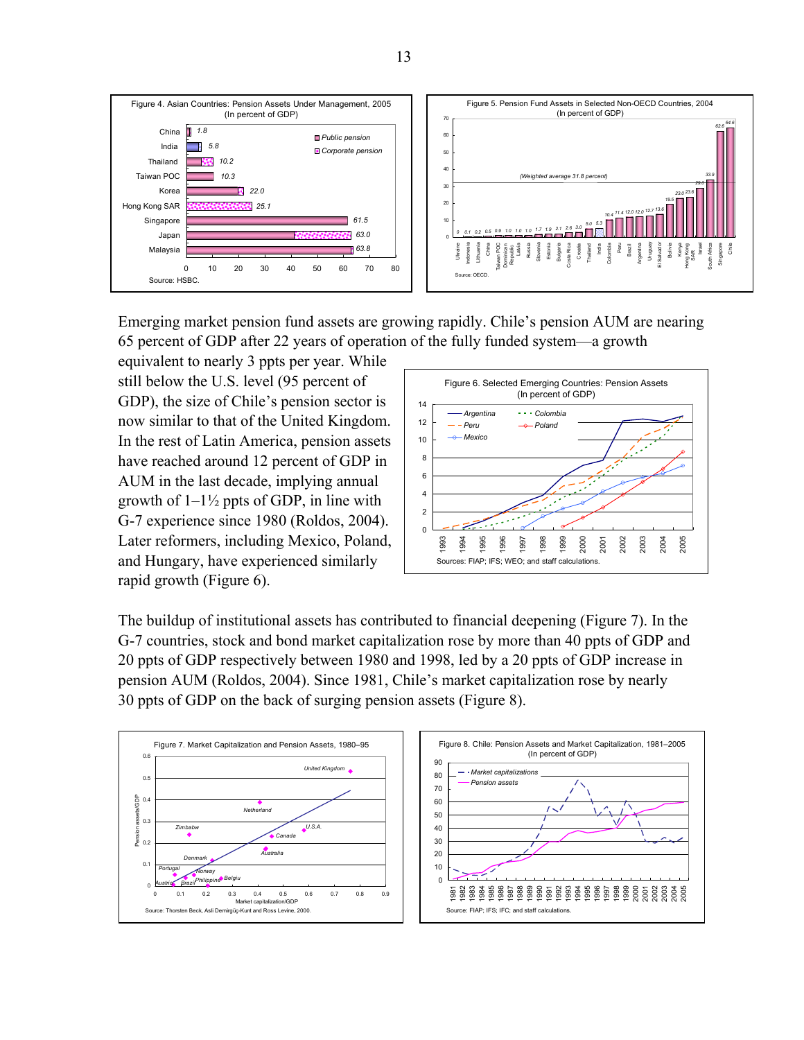Figure 4. Asian Countries: Pension Assets Under Management, 2005 (In percent of GDP)

Source: HSBC.

Figure 5. Pension Fund Assets in Selected Non-OECD Countries, 2004 (In percent of GDP)

Source: OECD.

Emerging market pension fund assets are growing rapidly. Chile's pension AUM are nearing 65 percent of GDP after 22 years of operation of the fully funded system—a growth equivalent to nearly 3 ppts per year. While still below the U.S. level (95 percent of GDP), the size of Chile's pension sector is now similar to that of the United Kingdom. In the rest of Latin America, pension assets have reached around 12 percent of GDP in AUM in the last decade, implying annual growth of 1–1½ ppts of GDP, in line with G-7 experience since 1980 (Roldos, 2004). Later reformers, including Mexico, Poland, and Hungary, have experienced similarly rapid growth (Figure 6).

Figure 6. Selected Emerging Countries: Pension Assets (In percent of GDP)

Sources: FIAP; IFS; WEO; and staff calculations.

The buildup of institutional assets has contributed to financial deepening (Figure 7). In the G-7 countries, stock and bond market capitalization rose by more than 40 ppts of GDP and 20 ppts of GDP respectively between 1980 and 1998, led by a 20 ppts of GDP increase in pension AUM (Roldos, 2004). Since 1981, Chile's market capitalization rose by nearly 30 ppts of GDP on the back of surging pension assets (Figure 8).

Figure 7. Market Capitalization and Pension Assets, 1980–95

Source: Thorsten Beck, Asli Demirgüç-Kunt and Ross Levine, 2000.

Figure 8. Chile: Pension Assets and Market Capitalization, 1981–2005 (In percent of GDP)

Source: FIAP; IFS; IFC; and staff calculations.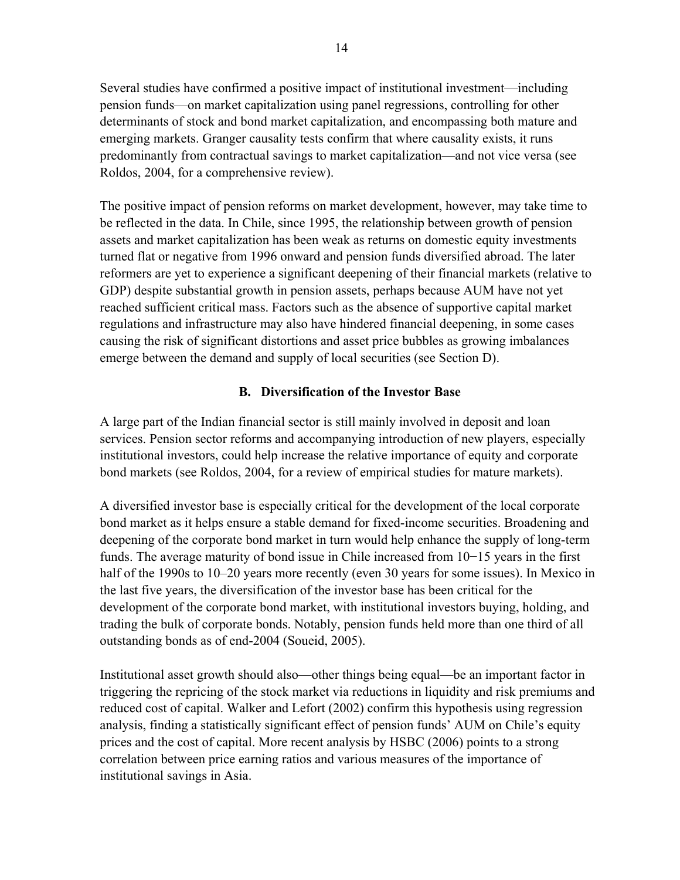Several studies have confirmed a positive impact of institutional investment—including pension funds—on market capitalization using panel regressions, controlling for other determinants of stock and bond market capitalization, and encompassing both mature and emerging markets. Granger causality tests confirm that where causality exists, it runs predominantly from contractual savings to market capitalization—and not vice versa (see Roldos, 2004, for a comprehensive review).

The positive impact of pension reforms on market development, however, may take time to be reflected in the data. In Chile, since 1995, the relationship between growth of pension assets and market capitalization has been weak as returns on domestic equity investments turned flat or negative from 1996 onward and pension funds diversified abroad. The later reformers are yet to experience a significant deepening of their financial markets (relative to GDP) despite substantial growth in pension assets, perhaps because AUM have not yet reached sufficient critical mass. Factors such as the absence of supportive capital market regulations and infrastructure may also have hindered financial deepening, in some cases causing the risk of significant distortions and asset price bubbles as growing imbalances emerge between the demand and supply of local securities (see Section D).

## B. Diversification of the Investor Base

A large part of the Indian financial sector is still mainly involved in deposit and loan services. Pension sector reforms and accompanying introduction of new players, especially institutional investors, could help increase the relative importance of equity and corporate bond markets (see Roldos, 2004, for a review of empirical studies for mature markets).

A diversified investor base is especially critical for the development of the local corporate bond market as it helps ensure a stable demand for fixed-income securities. Broadening and deepening of the corporate bond market in turn would help enhance the supply of long-term funds. The average maturity of bond issue in Chile increased from 10−15 years in the first half of the 1990s to 10–20 years more recently (even 30 years for some issues). In Mexico in the last five years, the diversification of the investor base has been critical for the development of the corporate bond market, with institutional investors buying, holding, and trading the bulk of corporate bonds. Notably, pension funds held more than one third of all outstanding bonds as of end-2004 (Soueid, 2005).

Institutional asset growth should also—other things being equal—be an important factor in triggering the repricing of the stock market via reductions in liquidity and risk premiums and reduced cost of capital. Walker and Lefort (2002) confirm this hypothesis using regression analysis, finding a statistically significant effect of pension funds' AUM on Chile's equity prices and the cost of capital. More recent analysis by HSBC (2006) points to a strong correlation between price earning ratios and various measures of the importance of institutional savings in Asia.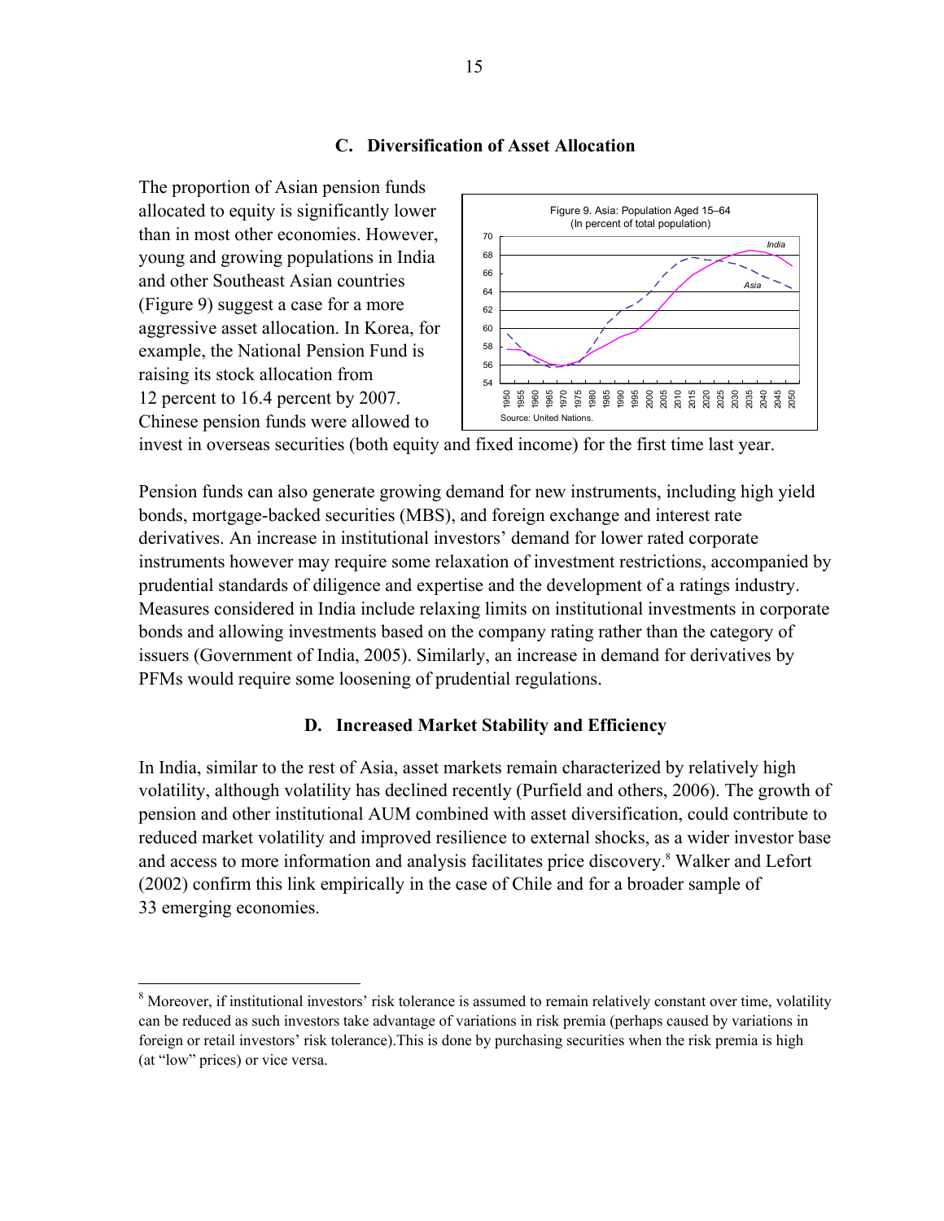### C. Diversification of Asset Allocation

The proportion of Asian pension funds allocated to equity is significantly lower than in most other economies. However, young and growing populations in India and other Southeast Asian countries (Figure 9) suggest a case for a more aggressive asset allocation. In Korea, for example, the National Pension Fund is raising its stock allocation from 12 percent to 16.4 percent by 2007. Chinese pension funds were allowed to invest in overseas securities (both equity and fixed income) for the first time last year.

Figure 9. Asia: Population Aged 15–64 (In percent of total population)

Source: United Nations.

Pension funds can also generate growing demand for new instruments, including high yield bonds, mortgage-backed securities (MBS), and foreign exchange and interest rate derivatives. An increase in institutional investors' demand for lower rated corporate instruments however may require some relaxation of investment restrictions, accompanied by prudential standards of diligence and expertise and the development of a ratings industry. Measures considered in India include relaxing limits on institutional investments in corporate bonds and allowing investments based on the company rating rather than the category of issuers (Government of India, 2005). Similarly, an increase in demand for derivatives by PFMs would require some loosening of prudential regulations.

### D. Increased Market Stability and Efficiency

In India, similar to the rest of Asia, asset markets remain characterized by relatively high volatility, although volatility has declined recently (Purfield and others, 2006). The growth of pension and other institutional AUM combined with asset diversification, could contribute to reduced market volatility and improved resilience to external shocks, as a wider investor base and access to more information and analysis facilitates price discovery.[8] Walker and Lefort (2002) confirm this link empirically in the case of Chile and for a broader sample of 33 emerging economies.

---

[8] Moreover, if institutional investors' risk tolerance is assumed to remain relatively constant over time, volatility can be reduced as such investors take advantage of variations in risk premia (perhaps caused by variations in foreign or retail investors' risk tolerance).This is done by purchasing securities when the risk premia is high (at "low" prices) or vice versa.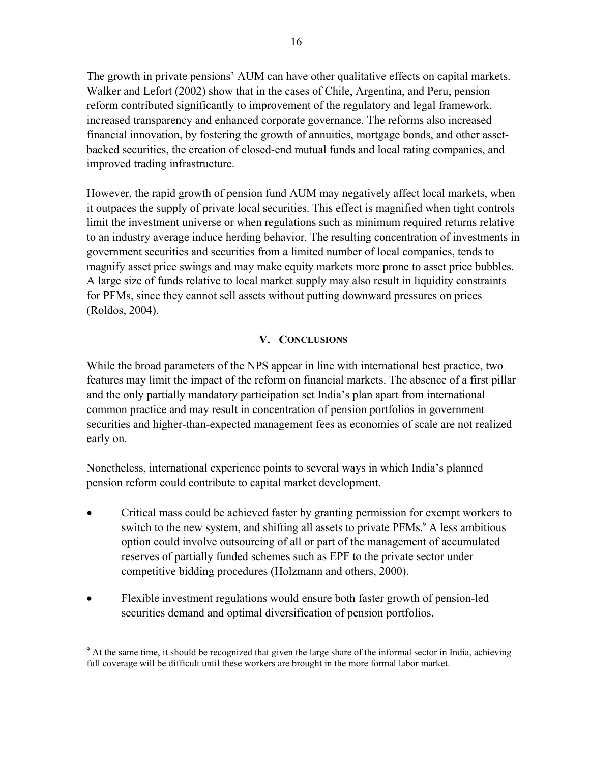The growth in private pensions' AUM can have other qualitative effects on capital markets. Walker and Lefort (2002) show that in the cases of Chile, Argentina, and Peru, pension reform contributed significantly to improvement of the regulatory and legal framework, increased transparency and enhanced corporate governance. The reforms also increased financial innovation, by fostering the growth of annuities, mortgage bonds, and other asset-backed securities, the creation of closed-end mutual funds and local rating companies, and improved trading infrastructure.

However, the rapid growth of pension fund AUM may negatively affect local markets, when it outpaces the supply of private local securities. This effect is magnified when tight controls limit the investment universe or when regulations such as minimum required returns relative to an industry average induce herding behavior. The resulting concentration of investments in government securities and securities from a limited number of local companies, tends to magnify asset price swings and may make equity markets more prone to asset price bubbles. A large size of funds relative to local market supply may also result in liquidity constraints for PFMs, since they cannot sell assets without putting downward pressures on prices (Roldos, 2004).

## V. Conclusions

While the broad parameters of the NPS appear in line with international best practice, two features may limit the impact of the reform on financial markets. The absence of a first pillar and the only partially mandatory participation set India's plan apart from international common practice and may result in concentration of pension portfolios in government securities and higher-than-expected management fees as economies of scale are not realized early on.

Nonetheless, international experience points to several ways in which India's planned pension reform could contribute to capital market development.

- Critical mass could be achieved faster by granting permission for exempt workers to switch to the new system, and shifting all assets to private PFMs.[9] A less ambitious option could involve outsourcing of all or part of the management of accumulated reserves of partially funded schemes such as EPF to the private sector under competitive bidding procedures (Holzmann and others, 2000).
- Flexible investment regulations would ensure both faster growth of pension-led securities demand and optimal diversification of pension portfolios.

[9] At the same time, it should be recognized that given the large share of the informal sector in India, achieving full coverage will be difficult until these workers are brought in the more formal labor market.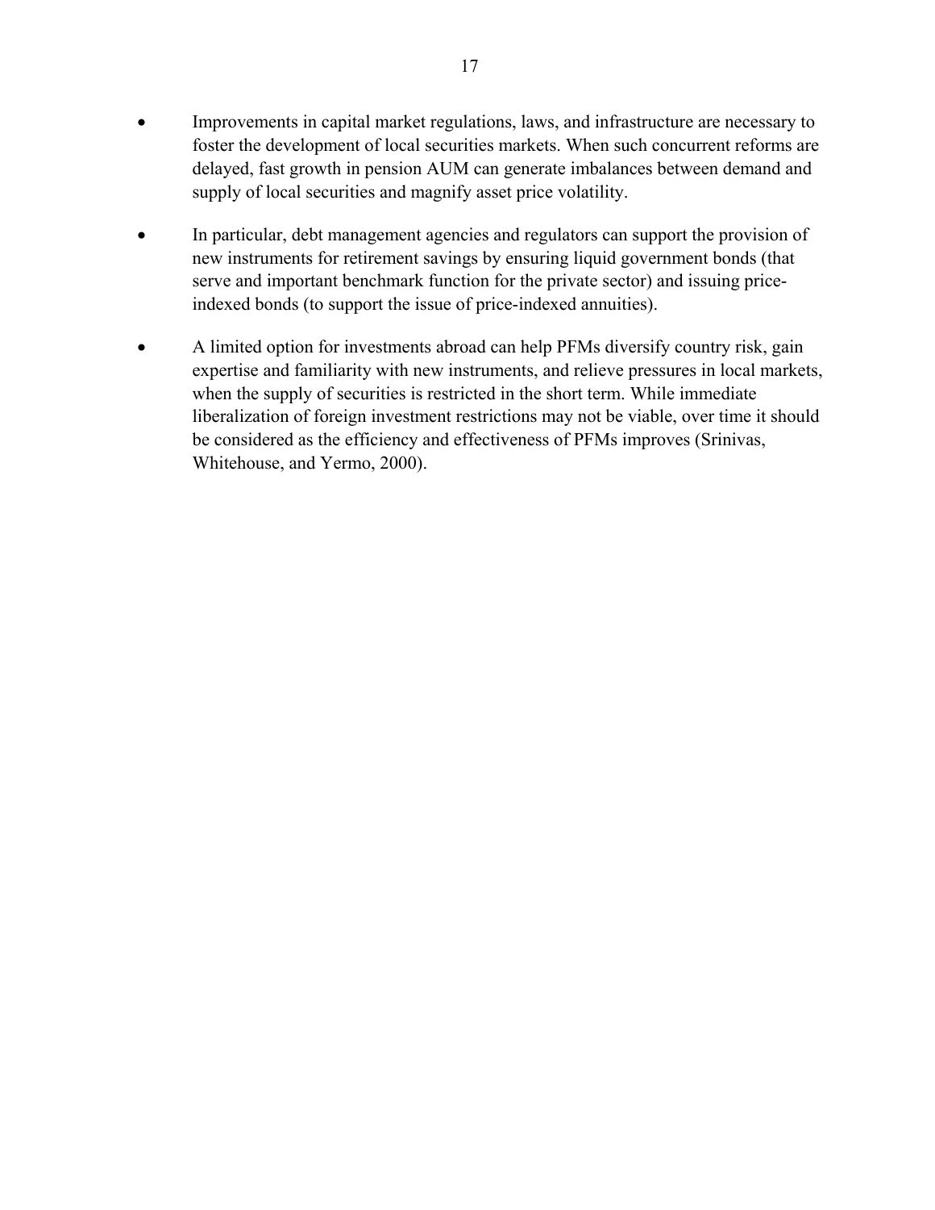- Improvements in capital market regulations, laws, and infrastructure are necessary to foster the development of local securities markets. When such concurrent reforms are delayed, fast growth in pension AUM can generate imbalances between demand and supply of local securities and magnify asset price volatility.

- In particular, debt management agencies and regulators can support the provision of new instruments for retirement savings by ensuring liquid government bonds (that serve and important benchmark function for the private sector) and issuing price-indexed bonds (to support the issue of price-indexed annuities).

- A limited option for investments abroad can help PFMs diversify country risk, gain expertise and familiarity with new instruments, and relieve pressures in local markets, when the supply of securities is restricted in the short term. While immediate liberalization of foreign investment restrictions may not be viable, over time it should be considered as the efficiency and effectiveness of PFMs improves (Srinivas, Whitehouse, and Yermo, 2000).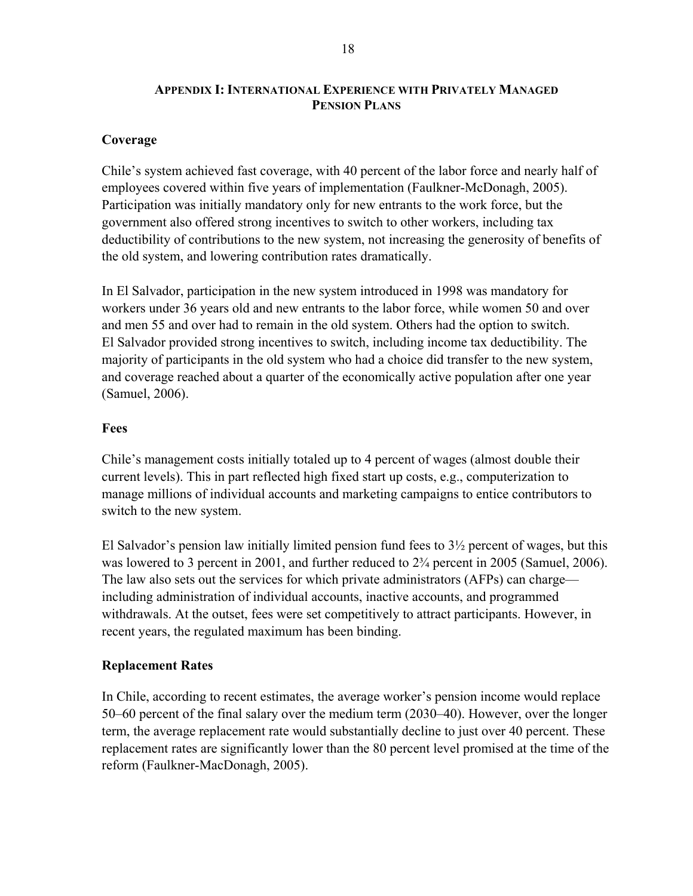## Appendix I: International Experience with Privately Managed Pension Plans

### Coverage

Chile's system achieved fast coverage, with 40 percent of the labor force and nearly half of employees covered within five years of implementation (Faulkner-McDonagh, 2005). Participation was initially mandatory only for new entrants to the work force, but the government also offered strong incentives to switch to other workers, including tax deductibility of contributions to the new system, not increasing the generosity of benefits of the old system, and lowering contribution rates dramatically.

In El Salvador, participation in the new system introduced in 1998 was mandatory for workers under 36 years old and new entrants to the labor force, while women 50 and over and men 55 and over had to remain in the old system. Others had the option to switch. El Salvador provided strong incentives to switch, including income tax deductibility. The majority of participants in the old system who had a choice did transfer to the new system, and coverage reached about a quarter of the economically active population after one year (Samuel, 2006).

### Fees

Chile's management costs initially totaled up to 4 percent of wages (almost double their current levels). This in part reflected high fixed start up costs, e.g., computerization to manage millions of individual accounts and marketing campaigns to entice contributors to switch to the new system.

El Salvador's pension law initially limited pension fund fees to 3½ percent of wages, but this was lowered to 3 percent in 2001, and further reduced to 2¾ percent in 2005 (Samuel, 2006). The law also sets out the services for which private administrators (AFPs) can charge—including administration of individual accounts, inactive accounts, and programmed withdrawals. At the outset, fees were set competitively to attract participants. However, in recent years, the regulated maximum has been binding.

### Replacement Rates

In Chile, according to recent estimates, the average worker's pension income would replace 50–60 percent of the final salary over the medium term (2030–40). However, over the longer term, the average replacement rate would substantially decline to just over 40 percent. These replacement rates are significantly lower than the 80 percent level promised at the time of the reform (Faulkner-MacDonagh, 2005).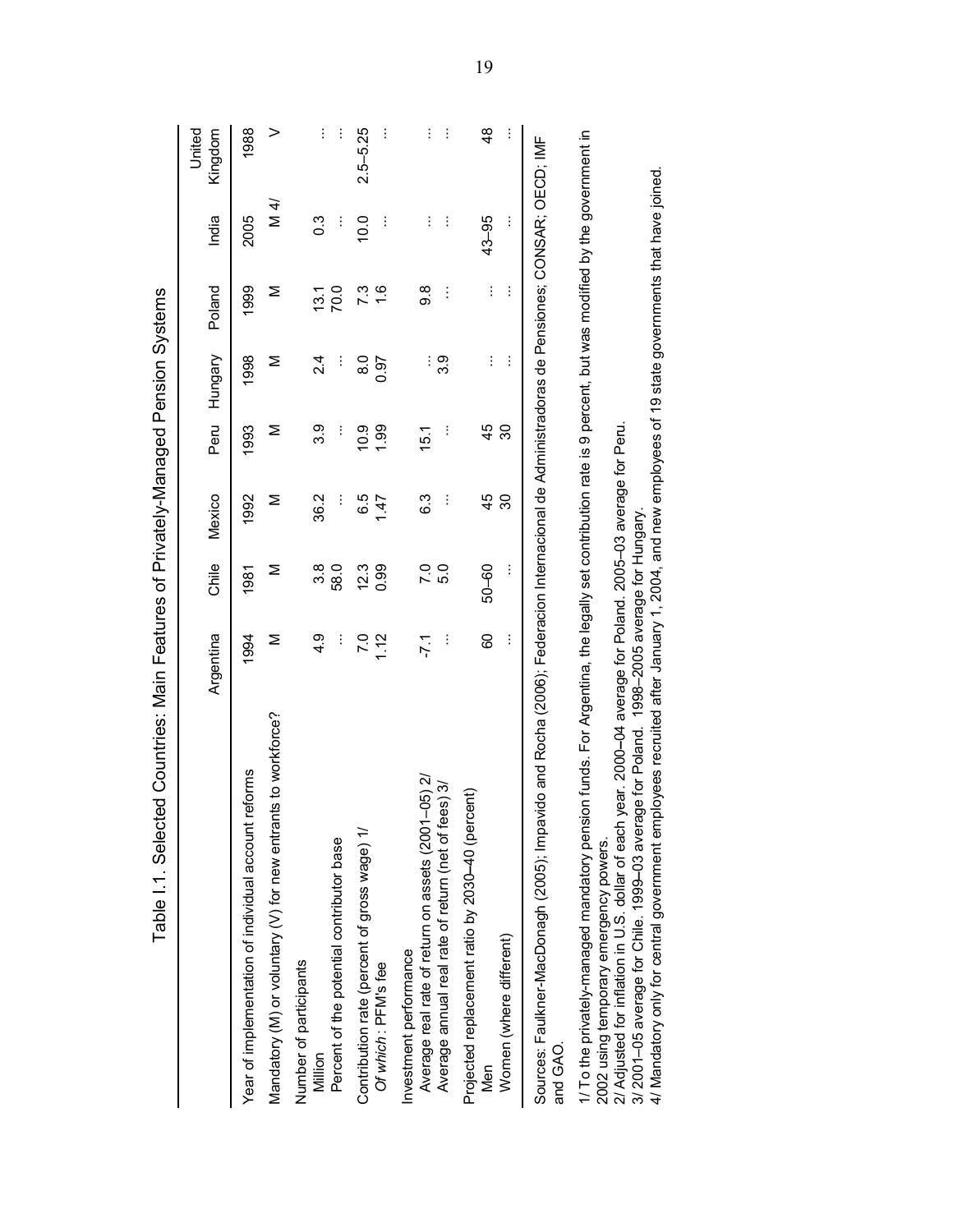Table I.1. Selected Countries: Main Features of Privately-Managed Pension Systems

| | Argentina | Chile | Mexico | Peru | Hungary | Poland | India | United Kingdom |
|---|---|---|---|---|---|---|---|---|
| Year of implementation of individual account reforms | 1994 | 1981 | 1992 | 1993 | 1998 | 1999 | 2005 | 1988 |
| Mandatory (M) or voluntary (V) for new entrants to workforce? | M | M | M | M | M | M | M 4/ | V |
| Number of participants | | | | | | | | |
| Million | 4.9 | 3.8 | 36.2 | 3.9 | 2.4 | 13.1 | 0.3 | … |
| Percent of the potential contributor base | … | 58.0 | … | … | … | 70.0 | … | … |
| Contribution rate (percent of gross wage) 1/ | 7.0 | 12.3 | 6.5 | 10.9 | 8.0 | 7.3 | 10.0 | 2.5–5.25 |
| *Of which*: PFM's fee | 1.12 | 0.99 | 1.47 | 1.99 | 0.97 | 1.6 | … | … |
| Investment performance | | | | | | | | |
| Average real rate of return on assets (2001–05) 2/ | -7.1 | 7.0 | 6.3 | 15.1 | … | 9.8 | … | … |
| Average annual real rate of return (net of fees) 3/ | … | 5.0 | … | … | 3.9 | … | … | … |
| Projected replacement ratio by 2030–40 (percent) | | | | | | | | |
| Men | 60 | 50–60 | 45 | 45 | … | … | 43–95 | 48 |
| Women (where different) | … | … | 30 | 30 | … | … | … | … |

Sources: Faulkner-MacDonagh (2005); Impavido and Rocha (2006); Federacion Internacional de Administradoras de Pensiones; CONSAR; OECD; IMF and GAO.

1/ To the privately-managed mandatory pension funds. For Argentina, the legally set contribution rate is 9 percent, but was modified by the government in 2002 using temporary emergency powers.
2/ Adjusted for inflation in U.S. dollar of each year. 2000–04 average for Poland. 2005–03 average for Peru.
3/ 2001–05 average for Chile. 1999–03 average for Poland. 1998–2005 average for Hungary.
4/ Mandatory only for central government employees recruited after January 1, 2004, and new employees of 19 state governments that have joined.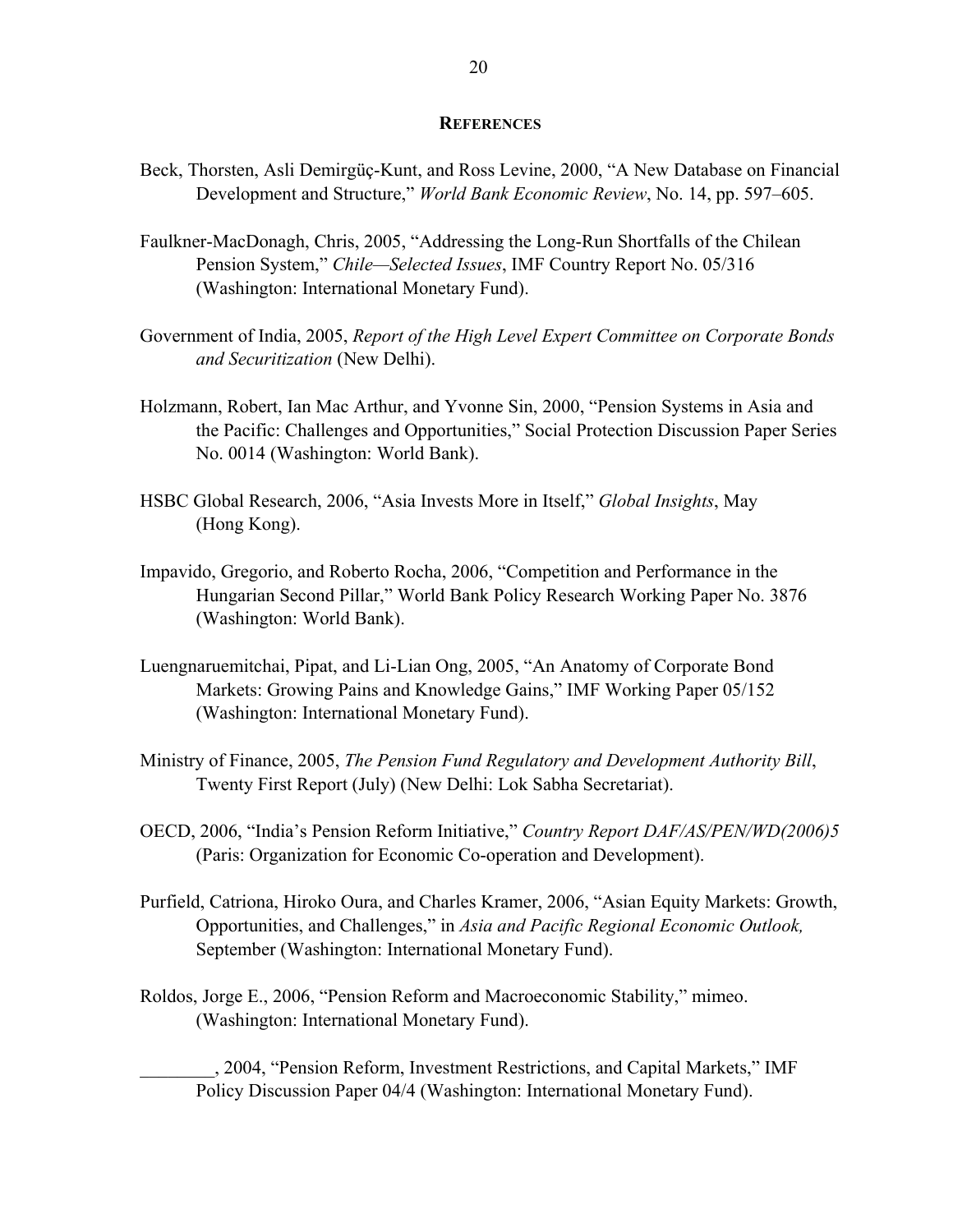## REFERENCES

Beck, Thorsten, Asli Demirgüç-Kunt, and Ross Levine, 2000, "A New Database on Financial Development and Structure," *World Bank Economic Review*, No. 14, pp. 597–605.

Faulkner-MacDonagh, Chris, 2005, "Addressing the Long-Run Shortfalls of the Chilean Pension System," *Chile—Selected Issues*, IMF Country Report No. 05/316 (Washington: International Monetary Fund).

Government of India, 2005, *Report of the High Level Expert Committee on Corporate Bonds and Securitization* (New Delhi).

Holzmann, Robert, Ian Mac Arthur, and Yvonne Sin, 2000, "Pension Systems in Asia and the Pacific: Challenges and Opportunities," Social Protection Discussion Paper Series No. 0014 (Washington: World Bank).

HSBC Global Research, 2006, "Asia Invests More in Itself," *Global Insights*, May (Hong Kong).

Impavido, Gregorio, and Roberto Rocha, 2006, "Competition and Performance in the Hungarian Second Pillar," World Bank Policy Research Working Paper No. 3876 (Washington: World Bank).

Luengnaruemitchai, Pipat, and Li-Lian Ong, 2005, "An Anatomy of Corporate Bond Markets: Growing Pains and Knowledge Gains," IMF Working Paper 05/152 (Washington: International Monetary Fund).

Ministry of Finance, 2005, *The Pension Fund Regulatory and Development Authority Bill*, Twenty First Report (July) (New Delhi: Lok Sabha Secretariat).

OECD, 2006, "India's Pension Reform Initiative," *Country Report DAF/AS/PEN/WD(2006)5* (Paris: Organization for Economic Co-operation and Development).

Purfield, Catriona, Hiroko Oura, and Charles Kramer, 2006, "Asian Equity Markets: Growth, Opportunities, and Challenges," in *Asia and Pacific Regional Economic Outlook,* September (Washington: International Monetary Fund).

Roldos, Jorge E., 2006, "Pension Reform and Macroeconomic Stability," mimeo. (Washington: International Monetary Fund).

________, 2004, "Pension Reform, Investment Restrictions, and Capital Markets," IMF Policy Discussion Paper 04/4 (Washington: International Monetary Fund).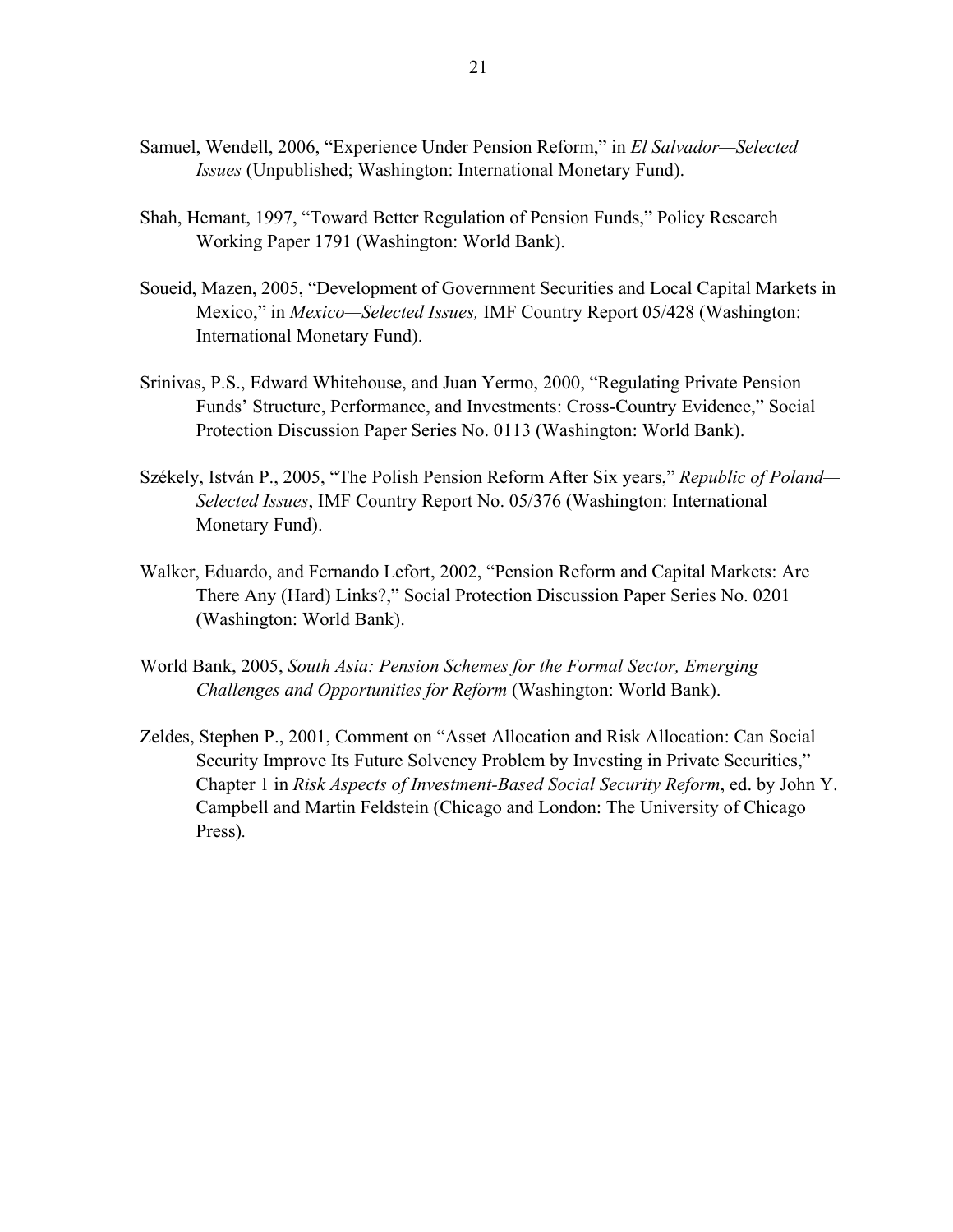Samuel, Wendell, 2006, "Experience Under Pension Reform," in *El Salvador—Selected Issues* (Unpublished; Washington: International Monetary Fund).

Shah, Hemant, 1997, "Toward Better Regulation of Pension Funds," Policy Research Working Paper 1791 (Washington: World Bank).

Soueid, Mazen, 2005, "Development of Government Securities and Local Capital Markets in Mexico," in *Mexico—Selected Issues,* IMF Country Report 05/428 (Washington: International Monetary Fund).

Srinivas, P.S., Edward Whitehouse, and Juan Yermo, 2000, "Regulating Private Pension Funds' Structure, Performance, and Investments: Cross-Country Evidence," Social Protection Discussion Paper Series No. 0113 (Washington: World Bank).

Székely, István P., 2005, "The Polish Pension Reform After Six years," *Republic of Poland—Selected Issues*, IMF Country Report No. 05/376 (Washington: International Monetary Fund).

Walker, Eduardo, and Fernando Lefort, 2002, "Pension Reform and Capital Markets: Are There Any (Hard) Links?," Social Protection Discussion Paper Series No. 0201 (Washington: World Bank).

World Bank, 2005, *South Asia: Pension Schemes for the Formal Sector, Emerging Challenges and Opportunities for Reform* (Washington: World Bank).

Zeldes, Stephen P., 2001, Comment on "Asset Allocation and Risk Allocation: Can Social Security Improve Its Future Solvency Problem by Investing in Private Securities," Chapter 1 in *Risk Aspects of Investment-Based Social Security Reform*, ed. by John Y. Campbell and Martin Feldstein (Chicago and London: The University of Chicago Press).